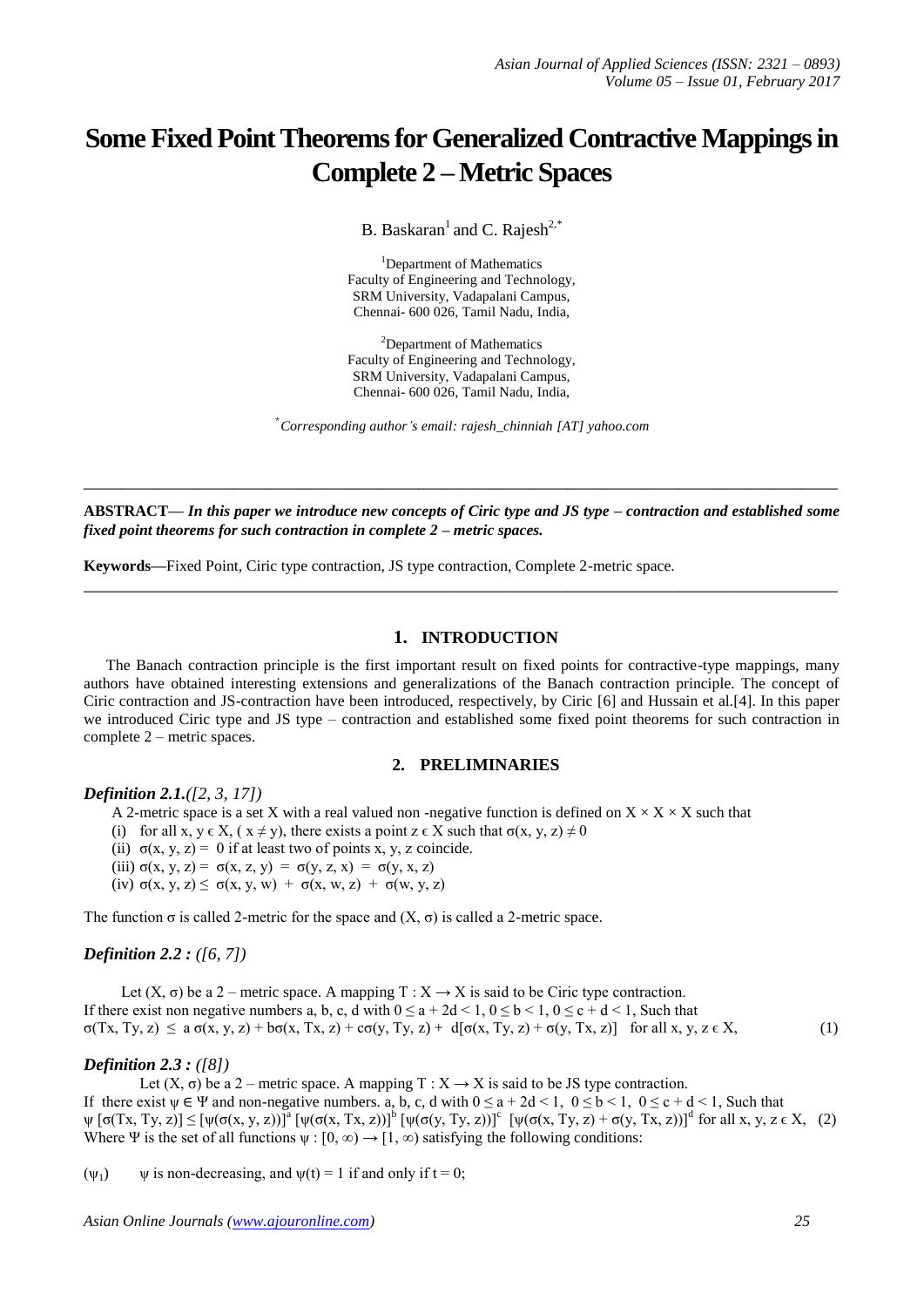# Some Fixed Point Theorems for Generalized Contractive Mappings in Complete 2 – Metric Spaces

B. Baskaran[1] and C. Rajesh[2,*]

[1]Department of Mathematics
Faculty of Engineering and Technology,
SRM University, Vadapalani Campus,
Chennai- 600 026, Tamil Nadu, India,

[2]Department of Mathematics
Faculty of Engineering and Technology,
SRM University, Vadapalani Campus,
Chennai- 600 026, Tamil Nadu, India,

*\*Corresponding author's email: rajesh_chinniah [AT] yahoo.com*

---

**ABSTRACT—** ***In this paper we introduce new concepts of Ciric type and JS type – contraction and established some fixed point theorems for such contraction in complete 2 – metric spaces.***

**Keywords—**Fixed Point, Ciric type contraction, JS type contraction, Complete 2-metric space.

---

## 1. INTRODUCTION

The Banach contraction principle is the first important result on fixed points for contractive-type mappings, many authors have obtained interesting extensions and generalizations of the Banach contraction principle. The concept of Ciric contraction and JS-contraction have been introduced, respectively, by Ciric [6] and Hussain et al.[4]. In this paper we introduced Ciric type and JS type – contraction and established some fixed point theorems for such contraction in complete 2 – metric spaces.

## 2. PRELIMINARIES

***Definition 2.1.([2, 3, 17])***

A 2-metric space is a set X with a real valued non -negative function is defined on $X \times X \times X$ such that

(i) for all $x, y \in X$, $(x \neq y)$, there exists a point $z \in X$ such that $\sigma(x, y, z) \neq 0$
(ii) $\sigma(x, y, z) = 0$ if at least two of points x, y, z coincide.
(iii) $\sigma(x, y, z) = \sigma(x, z, y) = \sigma(y, z, x) = \sigma(y, x, z)$
(iv) $\sigma(x, y, z) \leq \sigma(x, y, w) + \sigma(x, w, z) + \sigma(w, y, z)$

The function σ is called 2-metric for the space and $(X, \sigma)$ is called a 2-metric space.

***Definition 2.2 : ([6, 7])***

Let $(X, \sigma)$ be a 2 – metric space. A mapping $T : X \rightarrow X$ is said to be Ciric type contraction.
If there exist non negative numbers a, b, c, d with $0 \leq a + 2d < 1$, $0 \leq b < 1$, $0 \leq c + d < 1$, Such that

$$\sigma(Tx, Ty, z) \leq a\,\sigma(x, y, z) + b\sigma(x, Tx, z) + c\sigma(y, Ty, z) + d[\sigma(x, Ty, z) + \sigma(y, Tx, z)] \quad \text{for all } x, y, z \in X, \tag{1}$$

***Definition 2.3 : ([8])***

Let $(X, \sigma)$ be a 2 – metric space. A mapping $T : X \rightarrow X$ is said to be JS type contraction.
If there exist $\psi \in \Psi$ and non-negative numbers. a, b, c, d with $0 \leq a + 2d < 1$, $0 \leq b < 1$, $0 \leq c + d < 1$, Such that

$$\psi[\sigma(Tx, Ty, z)] \leq [\psi(\sigma(x, y, z))]^a [\psi(\sigma(x, Tx, z))]^b [\psi(\sigma(y, Ty, z))]^c [\psi(\sigma(x, Ty, z) + \sigma(y, Tx, z))]^d \text{ for all } x, y, z \in X, \tag{2}$$

Where Ψ is the set of all functions $\psi : [0, \infty) \rightarrow [1, \infty)$ satisfying the following conditions:

$(\psi_1)$ ψ is non-decreasing, and $\psi(t) = 1$ if and only if $t = 0$;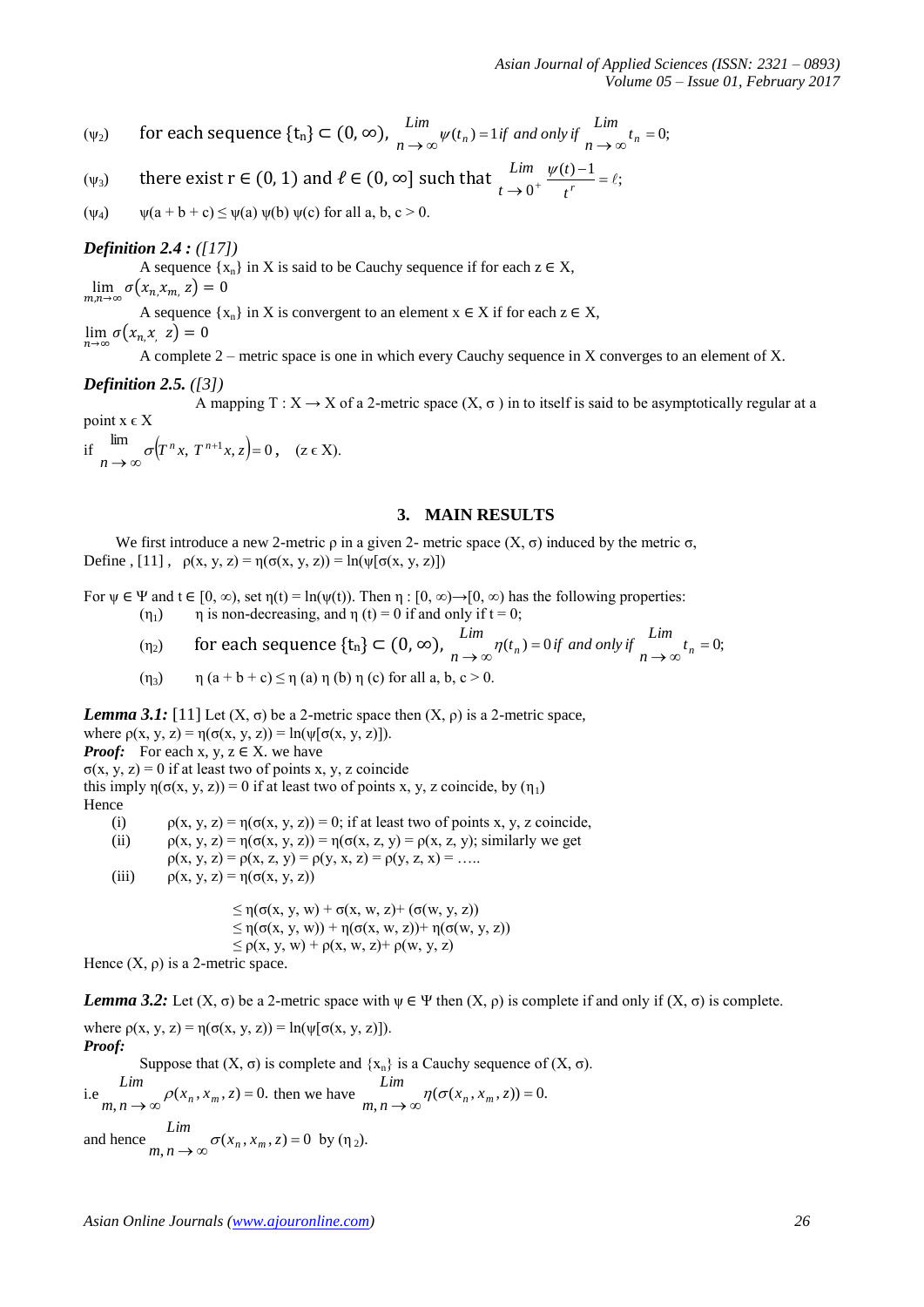($\psi_2$) for each sequence $\{t_n\} \subset (0, \infty)$, $\lim_{n \to \infty} \psi(t_n) = 1$ *if and only if* $\lim_{n \to \infty} t_n = 0$;

($\psi_3$) there exist $r \in (0, 1)$ and $\ell \in (0, \infty]$ such that $\lim_{t \to 0^+} \frac{\psi(t) - 1}{t^r} = \ell$;

($\psi_4$) $\psi(a + b + c) \leq \psi(a)\, \psi(b)\, \psi(c)$ for all $a, b, c > 0$.

***Definition 2.4 :*** *([17])*

A sequence $\{x_n\}$ in X is said to be Cauchy sequence if for each $z \in X$,
$\lim_{m,n \to \infty} \sigma(x_n, x_m, z) = 0$

A sequence $\{x_n\}$ in X is convergent to an element $x \in X$ if for each $z \in X$,
$\lim_{n \to \infty} \sigma(x_n, x, z) = 0$

A complete 2 – metric space is one in which every Cauchy sequence in X converges to an element of X.

***Definition 2.5.*** *([3])*

A mapping $T : X \to X$ of a 2-metric space $(X, \sigma)$ in to itself is said to be asymptotically regular at a point $x \in X$

if $\lim_{n \to \infty} \sigma(T^n x, T^{n+1} x, z) = 0$, $(z \in X)$.

## 3. MAIN RESULTS

We first introduce a new 2-metric $\rho$ in a given 2- metric space $(X, \sigma)$ induced by the metric $\sigma$,
Define , [11] , $\rho(x, y, z) = \eta(\sigma(x, y, z)) = \ln(\psi[\sigma(x, y, z)])$

For $\psi \in \Psi$ and $t \in [0, \infty)$, set $\eta(t) = \ln(\psi(t))$. Then $\eta : [0, \infty) \to [0, \infty)$ has the following properties:

($\eta_1$) $\eta$ is non-decreasing, and $\eta(t) = 0$ if and only if $t = 0$;

($\eta_2$) for each sequence $\{t_n\} \subset (0, \infty)$, $\lim_{n \to \infty} \eta(t_n) = 0$ *if and only if* $\lim_{n \to \infty} t_n = 0$;

($\eta_3$) $\eta(a + b + c) \leq \eta(a)\, \eta(b)\, \eta(c)$ for all $a, b, c > 0$.

***Lemma 3.1:*** [11] Let $(X, \sigma)$ be a 2-metric space then $(X, \rho)$ is a 2-metric space,
where $\rho(x, y, z) = \eta(\sigma(x, y, z)) = \ln(\psi[\sigma(x, y, z)])$.

***Proof:*** For each $x, y, z \in X$. we have
$\sigma(x, y, z) = 0$ if at least two of points x, y, z coincide
this imply $\eta(\sigma(x, y, z)) = 0$ if at least two of points x, y, z coincide, by ($\eta_1$)
Hence

(i) $\rho(x, y, z) = \eta(\sigma(x, y, z)) = 0$; if at least two of points x, y, z coincide,

(ii) $\rho(x, y, z) = \eta(\sigma(x, y, z)) = \eta(\sigma(x, z, y) = \rho(x, z, y)$; similarly we get
$\rho(x, y, z) = \rho(x, z, y) = \rho(y, x, z) = \rho(y, z, x) = \ldots$

(iii) $\rho(x, y, z) = \eta(\sigma(x, y, z))$

$$\leq \eta(\sigma(x, y, w) + \sigma(x, w, z) + (\sigma(w, y, z))$$
$$\leq \eta(\sigma(x, y, w)) + \eta(\sigma(x, w, z)) + \eta(\sigma(w, y, z))$$
$$\leq \rho(x, y, w) + \rho(x, w, z) + \rho(w, y, z)$$

Hence $(X, \rho)$ is a 2-metric space.

***Lemma 3.2:*** Let $(X, \sigma)$ be a 2-metric space with $\psi \in \Psi$ then $(X, \rho)$ is complete if and only if $(X, \sigma)$ is complete.

where $\rho(x, y, z) = \eta(\sigma(x, y, z)) = \ln(\psi[\sigma(x, y, z)])$.

***Proof:***

Suppose that $(X, \sigma)$ is complete and $\{x_n\}$ is a Cauchy sequence of $(X, \sigma)$.

i.e $\lim_{m, n \to \infty} \rho(x_n, x_m, z) = 0$. then we have $\lim_{m, n \to \infty} \eta(\sigma(x_n, x_m, z)) = 0$.

and hence $\lim_{m, n \to \infty} \sigma(x_n, x_m, z) = 0$ by ($\eta_2$).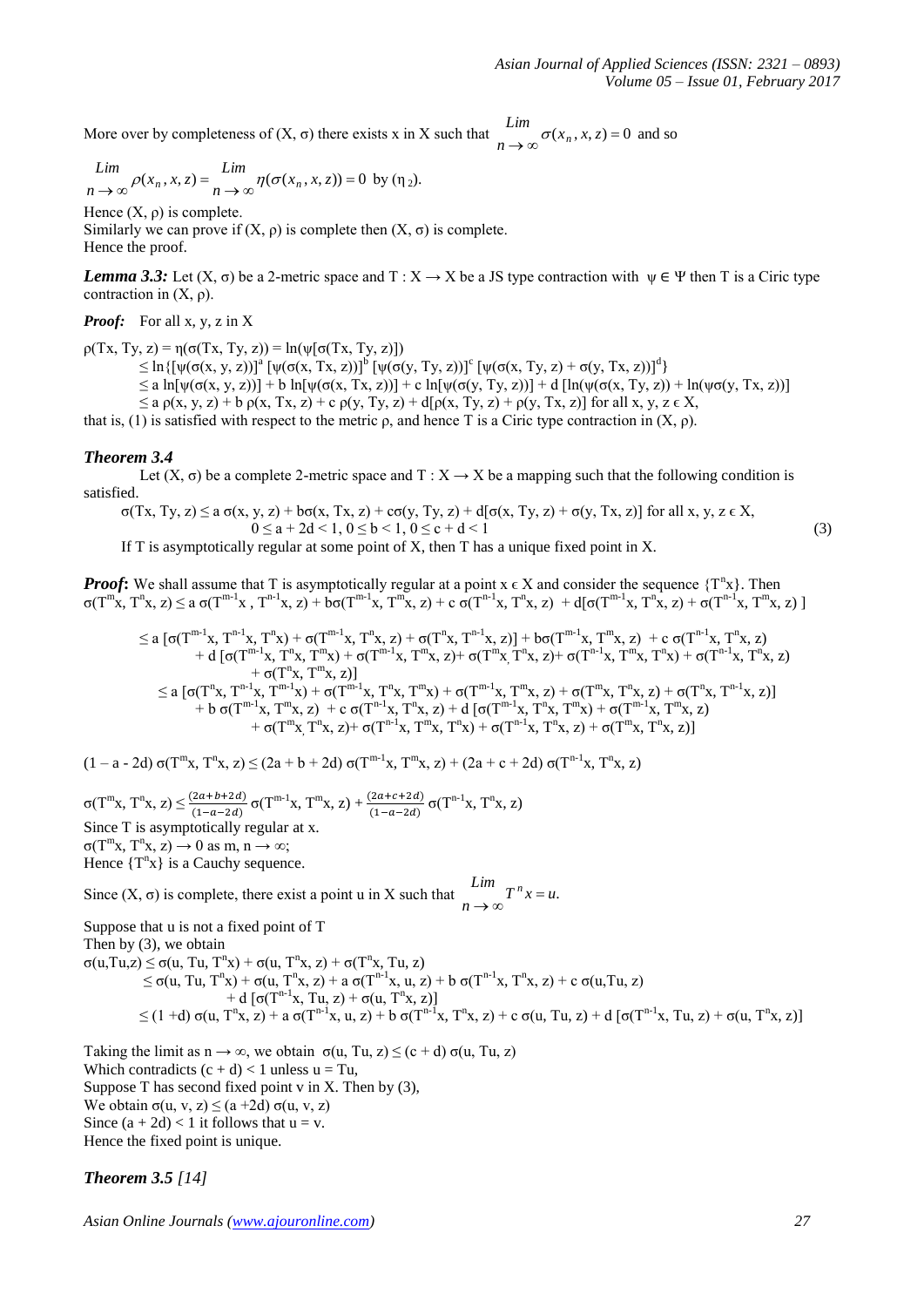More over by completeness of $(X, \sigma)$ there exists x in X such that $\lim_{n\to\infty} \sigma(x_n, x, z) = 0$ and so

$\lim_{n\to\infty} \rho(x_n, x, z) = \lim_{n\to\infty} \eta(\sigma(x_n, x, z)) = 0$ by $(\eta_2)$.

Hence $(X, \rho)$ is complete.
Similarly we can prove if $(X, \rho)$ is complete then $(X, \sigma)$ is complete.
Hence the proof.

***Lemma 3.3:*** Let $(X, \sigma)$ be a 2-metric space and $T : X \to X$ be a JS type contraction with $\psi \in \Psi$ then T is a Ciric type contraction in $(X, \rho)$.

***Proof:*** For all x, y, z in X

$$
\begin{aligned}
\rho(Tx, Ty, z) &= \eta(\sigma(Tx, Ty, z)) = \ln(\psi[\sigma(Tx, Ty, z)]) \\
&\le \ln\{[\psi(\sigma(x, y, z))]^a [\psi(\sigma(x, Tx, z))]^b [\psi(\sigma(y, Ty, z))]^c [\psi(\sigma(x, Ty, z) + \sigma(y, Tx, z))]^d\} \\
&\le a \ln[\psi(\sigma(x, y, z))] + b \ln[\psi(\sigma(x, Tx, z))] + c \ln[\psi(\sigma(y, Ty, z))] + d [\ln(\psi(\sigma(x, Ty, z)) + \ln(\psi\sigma(y, Tx, z))] \\
&\le a \rho(x, y, z) + b \rho(x, Tx, z) + c \rho(y, Ty, z) + d[\rho(x, Ty, z) + \rho(y, Tx, z)] \text{ for all } x, y, z \in X,
\end{aligned}
$$

that is, (1) is satisfied with respect to the metric $\rho$, and hence T is a Ciric type contraction in $(X, \rho)$.

### *Theorem 3.4*

Let $(X, \sigma)$ be a complete 2-metric space and $T : X \to X$ be a mapping such that the following condition is satisfied.

$$
\sigma(Tx, Ty, z) \le a\, \sigma(x, y, z) + b\sigma(x, Tx, z) + c\sigma(y, Ty, z) + d[\sigma(x, Ty, z) + \sigma(y, Tx, z)] \text{ for all } x, y, z \in X,
$$
$$
0 \le a + 2d < 1,\ 0 \le b < 1,\ 0 \le c + d < 1 \tag{3}
$$

If T is asymptotically regular at some point of X, then T has a unique fixed point in X.

***Proof:*** We shall assume that T is asymptotically regular at a point $x \in X$ and consider the sequence $\{T^n x\}$. Then

$$
\sigma(T^m x, T^n x, z) \le a\, \sigma(T^{m-1}x, T^{n-1}x, z) + b\sigma(T^{m-1}x, T^m x, z) + c\, \sigma(T^{n-1}x, T^n x, z) + d[\sigma(T^{m-1}x, T^n x, z) + \sigma(T^{n-1}x, T^m x, z)]
$$

$$
\begin{aligned}
&\le a\, [\sigma(T^{m-1}x, T^{n-1}x, T^n x) + \sigma(T^{m-1}x, T^n x, z) + \sigma(T^n x, T^{n-1}x, z)] + b\sigma(T^{m-1}x, T^m x, z) + c\, \sigma(T^{n-1}x, T^n x, z) \\
&\quad + d\, [\sigma(T^{m-1}x, T^n x, T^m x) + \sigma(T^{m-1}x, T^m x, z) + \sigma(T^m x, T^n x, z) + \sigma(T^{n-1}x, T^m x, T^n x) + \sigma(T^{n-1}x, T^n x, z) \\
&\quad + \sigma(T^n x, T^m x, z)] \\
&\le a\, [\sigma(T^n x, T^{n-1}x, T^{m-1}x) + \sigma(T^{m-1}x, T^n x, T^m x) + \sigma(T^{m-1}x, T^m x, z) + \sigma(T^m x, T^n x, z) + \sigma(T^n x, T^{n-1}x, z)] \\
&\quad + b\, \sigma(T^{m-1}x, T^m x, z) + c\, \sigma(T^{n-1}x, T^n x, z) + d\, [\sigma(T^{m-1}x, T^n x, T^m x) + \sigma(T^{m-1}x, T^m x, z) \\
&\quad + \sigma(T^m x, T^n x, z) + \sigma(T^{n-1}x, T^m x, T^n x) + \sigma(T^{n-1}x, T^n x, z) + \sigma(T^m x, T^n x, z)]
\end{aligned}
$$

$$
(1 - a - 2d)\, \sigma(T^m x, T^n x, z) \le (2a + b + 2d)\, \sigma(T^{m-1}x, T^m x, z) + (2a + c + 2d)\, \sigma(T^{n-1}x, T^n x, z)
$$

$$
\sigma(T^m x, T^n x, z) \le \frac{(2a+b+2d)}{(1-a-2d)}\, \sigma(T^{m-1}x, T^m x, z) + \frac{(2a+c+2d)}{(1-a-2d)}\, \sigma(T^{n-1}x, T^n x, z)
$$

Since T is asymptotically regular at x.
$\sigma(T^m x, T^n x, z) \to 0$ as $m, n \to \infty$;
Hence $\{T^n x\}$ is a Cauchy sequence.

Since $(X, \sigma)$ is complete, there exist a point u in X such that $\lim_{n\to\infty} T^n x = u$.

Suppose that u is not a fixed point of T
Then by (3), we obtain

$$
\begin{aligned}
\sigma(u,Tu,z) &\le \sigma(u, Tu, T^n x) + \sigma(u, T^n x, z) + \sigma(T^n x, Tu, z) \\
&\le \sigma(u, Tu, T^n x) + \sigma(u, T^n x, z) + a\, \sigma(T^{n-1}x, u, z) + b\, \sigma(T^{n-1}x, T^n x, z) + c\, \sigma(u,Tu, z) \\
&\quad + d\, [\sigma(T^{n-1}x, Tu, z) + \sigma(u, T^n x, z)] \\
&\le (1 + d)\, \sigma(u, T^n x, z) + a\, \sigma(T^{n-1}x, u, z) + b\, \sigma(T^{n-1}x, T^n x, z) + c\, \sigma(u, Tu, z) + d\, [\sigma(T^{n-1}x, Tu, z) + \sigma(u, T^n x, z)]
\end{aligned}
$$

Taking the limit as $n \to \infty$, we obtain $\sigma(u, Tu, z) \le (c + d)\, \sigma(u, Tu, z)$
Which contradicts $(c + d) < 1$ unless $u = Tu$,
Suppose T has second fixed point v in X. Then by (3),
We obtain $\sigma(u, v, z) \le (a + 2d)\, \sigma(u, v, z)$
Since $(a + 2d) < 1$ it follows that $u = v$.
Hence the fixed point is unique.

### *Theorem 3.5* [14]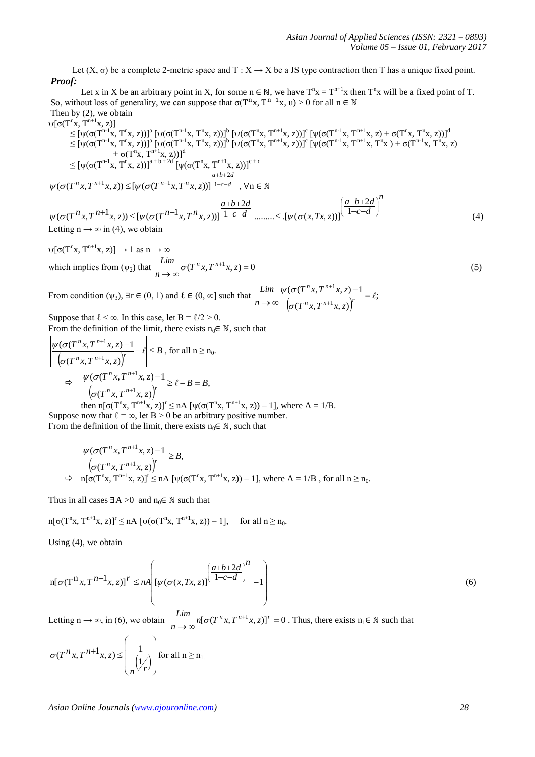Let $(X, \sigma)$ be a complete 2-metric space and $T : X \to X$ be a JS type contraction then T has a unique fixed point.

***Proof:***

Let x in X be an arbitrary point in X, for some $n \in \mathbb{N}$, we have $T^n x = T^{n+1}x$ then $T^n x$ will be a fixed point of T. So, without loss of generality, we can suppose that $\sigma(T^n x, T^{n+1}x, u) > 0$ for all $n \in \mathbb{N}$

Then by (2), we obtain

$$\psi[\sigma(T^n x, T^{n+1}x, z)]$$
$$\leq [\psi(\sigma(T^{n-1}x, T^n x, z))]^a [\psi(\sigma(T^{n-1}x, T^n x, z))]^b [\psi(\sigma(T^n x, T^{n+1}x, z))]^c [\psi(\sigma(T^{n-1}x, T^{n+1}x, z) + \sigma(T^n x, T^n x, z))]^d$$
$$\leq [\psi(\sigma(T^{n-1}x, T^n x, z))]^a [\psi(\sigma(T^{n-1}x, T^n x, z))]^b [\psi(\sigma(T^n x, T^{n+1}x, z))]^c [\psi(\sigma(T^{n-1}x, T^{n+1}x, T^n x) + \sigma(T^{n-1}x, T^n x, z) + \sigma(T^n x, T^{n+1}x, z))]^d$$
$$\leq [\psi(\sigma(T^{n-1}x, T^n x, z))]^{a+b+2d} [\psi(\sigma(T^n x, T^{n+1}x, z))]^{c+d}$$

$$\psi(\sigma(T^n x, T^{n+1}x, z)) \leq [\psi(\sigma(T^{n-1}x, T^n x, z))]^{\frac{a+b+2d}{1-c-d}}, \forall n \in \mathbb{N}$$

$$\psi(\sigma(T^n x, T^{n+1}x, z)) \leq [\psi(\sigma(T^{n-1}x, T^n x, z))]^{\frac{a+b+2d}{1-c-d}} \ldots\ldots\ldots \leq .[\psi(\sigma(x, Tx, z))]^{\left(\frac{a+b+2d}{1-c-d}\right)^n} \tag{4}$$

Letting $n \to \infty$ in (4), we obtain

$\psi[\sigma(T^n x, T^{n+1}x, z)] \to 1$ as $n \to \infty$

which implies from $(\psi_2)$ that
$$\lim_{n \to \infty} \sigma(T^n x, T^{n+1}x, z) = 0 \tag{5}$$

From condition $(\psi_3)$, $\exists r \in (0, 1)$ and $\ell \in (0, \infty]$ such that $\lim\limits_{n \to \infty} \dfrac{\psi(\sigma(T^n x, T^{n+1}x, z) - 1}{(\sigma(T^n x, T^{n+1}x, z))^r} = \ell;$

Suppose that $\ell < \infty$. In this case, let $B = \ell/2 > 0$.

From the definition of the limit, there exists $n_0 \in \mathbb{N}$, such that

$$\left| \frac{\psi(\sigma(T^n x, T^{n+1}x, z) - 1}{(\sigma(T^n x, T^{n+1}x, z))^r} - \ell \right| \leq B, \text{ for all } n \geq n_0.$$

$$\Rightarrow \quad \frac{\psi(\sigma(T^n x, T^{n+1}x, z) - 1}{(\sigma(T^n x, T^{n+1}x, z))^r} \geq \ell - B = B,$$

then $n[\sigma(T^n x, T^{n+1}x, z)]^r \leq nA\, [\psi(\sigma(T^n x, T^{n+1}x, z)) - 1]$, where $A = 1/B$.

Suppose now that $\ell = \infty$, let $B > 0$ be an arbitrary positive number.

From the definition of the limit, there exists $n_0 \in \mathbb{N}$, such that

$$\frac{\psi(\sigma(T^n x, T^{n+1}x, z) - 1}{(\sigma(T^n x, T^{n+1}x, z))^r} \geq B,$$

$\Rightarrow \quad n[\sigma(T^n x, T^{n+1}x, z)]^r \leq nA\, [\psi(\sigma(T^n x, T^{n+1}x, z)) - 1]$, where $A = 1/B$, for all $n \geq n_0$.

Thus in all cases $\exists A > 0$ and $n_0 \in \mathbb{N}$ such that

$n[\sigma(T^n x, T^{n+1}x, z)]^r \leq nA\, [\psi(\sigma(T^n x, T^{n+1}x, z)) - 1]$, for all $n \geq n_0$.

Using (4), we obtain

$$n[\sigma(T^n x, T^{n+1}x, z)]^r \leq nA \left( [\psi(\sigma(x, Tx, z))]^{\left(\frac{a+b+2d}{1-c-d}\right)^n} - 1 \right) \tag{6}$$

Letting $n \to \infty$, in (6), we obtain $\lim\limits_{n \to \infty} n[\sigma(T^n x, T^{n+1}x, z)]^r = 0$. Thus, there exists $n_1 \in \mathbb{N}$ such that

$$\sigma(T^n x, T^{n+1}x, z) \leq \left( \frac{1}{n^{\left(1/r\right)}} \right) \text{ for all } n \geq n_1.$$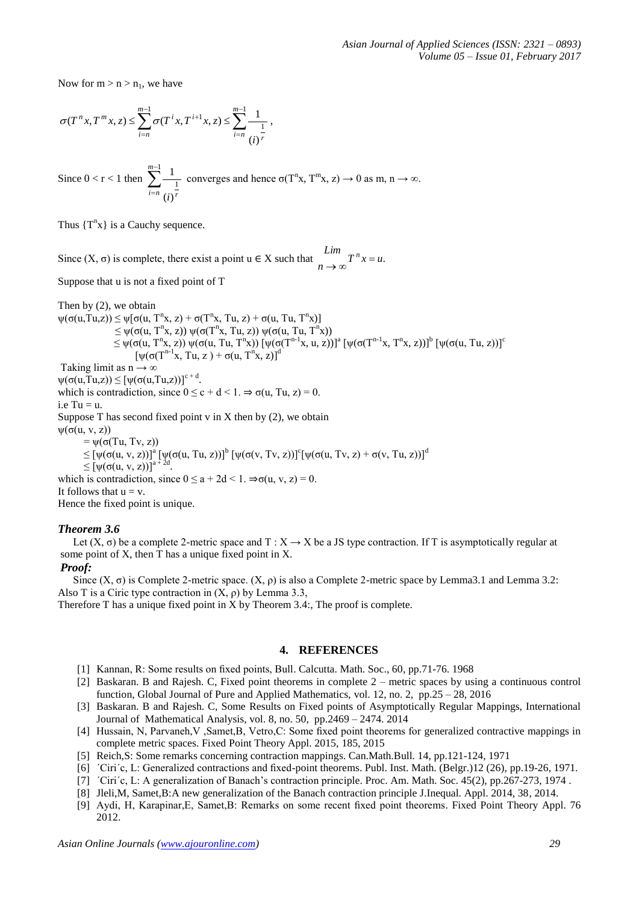Now for $m > n > n_1$, we have

$$\sigma(T^n x, T^m x, z) \le \sum_{i=n}^{m-1} \sigma(T^i x, T^{i+1} x, z) \le \sum_{i=n}^{m-1} \frac{1}{(i)^{\frac{1}{r}}},$$

Since $0 < r < 1$ then $\sum_{i=n}^{m-1} \frac{1}{(i)^{\frac{1}{r}}}$ converges and hence $\sigma(T^n x, T^m x, z) \to 0$ as m, $n \to \infty$.

Thus $\{T^n x\}$ is a Cauchy sequence.

Since $(X, \sigma)$ is complete, there exist a point $u \in X$ such that $\lim_{n \to \infty} T^n x = u$.

Suppose that u is not a fixed point of T

Then by (2), we obtain

$$\psi(\sigma(u,Tu,z)) \le \psi[\sigma(u, T^n x, z) + \sigma(T^n x, Tu, z) + \sigma(u, Tu, T^n x)]$$
$$\le \psi(\sigma(u, T^n x, z))\, \psi(\sigma(T^n x, Tu, z))\, \psi(\sigma(u, Tu, T^n x))$$
$$\le \psi(\sigma(u, T^n x, z))\, \psi(\sigma(u, Tu, T^n x))\, [\psi(\sigma(T^{n-1} x, u, z))]^a\, [\psi(\sigma(T^{n-1} x, T^n x, z))]^b\, [\psi(\sigma(u, Tu, z))]^c$$
$$[\psi(\sigma(T^{n-1} x, Tu, z) + \sigma(u, T^n x, z)]^d$$

Taking limit as $n \to \infty$

$\psi(\sigma(u,Tu,z)) \le [\psi(\sigma(u,Tu,z))]^{c+d}$.

which is contradiction, since $0 \le c + d < 1$. $\Rightarrow \sigma(u, Tu, z) = 0$.

i.e $Tu = u$.

Suppose T has second fixed point v in X then by (2), we obtain

$$\psi(\sigma(u, v, z))$$
$$= \psi(\sigma(Tu, Tv, z))$$
$$\le [\psi(\sigma(u, v, z))]^a\, [\psi(\sigma(u, Tu, z))]^b\, [\psi(\sigma(v, Tv, z))]^c [\psi(\sigma(u, Tv, z) + \sigma(v, Tu, z))]^d$$
$$\le [\psi(\sigma(u, v, z))]^{a+2d}.$$

which is contradiction, since $0 \le a + 2d < 1$. $\Rightarrow \sigma(u, v, z) = 0$.

It follows that $u = v$.

Hence the fixed point is unique.

***Theorem 3.6***

Let $(X, \sigma)$ be a complete 2-metric space and $T : X \to X$ be a JS type contraction. If T is asymptotically regular at some point of X, then T has a unique fixed point in X.

***Proof:***

Since $(X, \sigma)$ is Complete 2-metric space. $(X, \rho)$ is also a Complete 2-metric space by Lemma3.1 and Lemma 3.2: Also T is a Ciric type contraction in $(X, \rho)$ by Lemma 3.3,

Therefore T has a unique fixed point in X by Theorem 3.4:, The proof is complete.

## 4. REFERENCES

[1] Kannan, R: Some results on fixed points, Bull. Calcutta. Math. Soc., 60, pp.71-76. 1968

[2] Baskaran. B and Rajesh. C, Fixed point theorems in complete 2 – metric spaces by using a continuous control function, Global Journal of Pure and Applied Mathematics, vol. 12, no. 2, pp.25 – 28, 2016

[3] Baskaran. B and Rajesh. C, Some Results on Fixed points of Asymptotically Regular Mappings, International Journal of Mathematical Analysis, vol. 8, no. 50, pp.2469 – 2474. 2014

[4] Hussain, N, Parvaneh,V ,Samet,B, Vetro,C: Some fixed point theorems for generalized contractive mappings in complete metric spaces. Fixed Point Theory Appl. 2015, 185, 2015

[5] Reich,S: Some remarks concerning contraction mappings. Can.Math.Bull. 14, pp.121-124, 1971

[6] ´Ciri´c, L: Generalized contractions and fixed-point theorems. Publ. Inst. Math. (Belgr.)12 (26), pp.19-26, 1971.

[7] ´Ciri´c, L: A generalization of Banach's contraction principle. Proc. Am. Math. Soc. 45(2), pp.267-273, 1974 .

[8] Jleli,M, Samet,B:A new generalization of the Banach contraction principle J.Inequal. Appl. 2014, 38, 2014.

[9] Aydi, H, Karapinar,E, Samet,B: Remarks on some recent fixed point theorems. Fixed Point Theory Appl. 76 2012.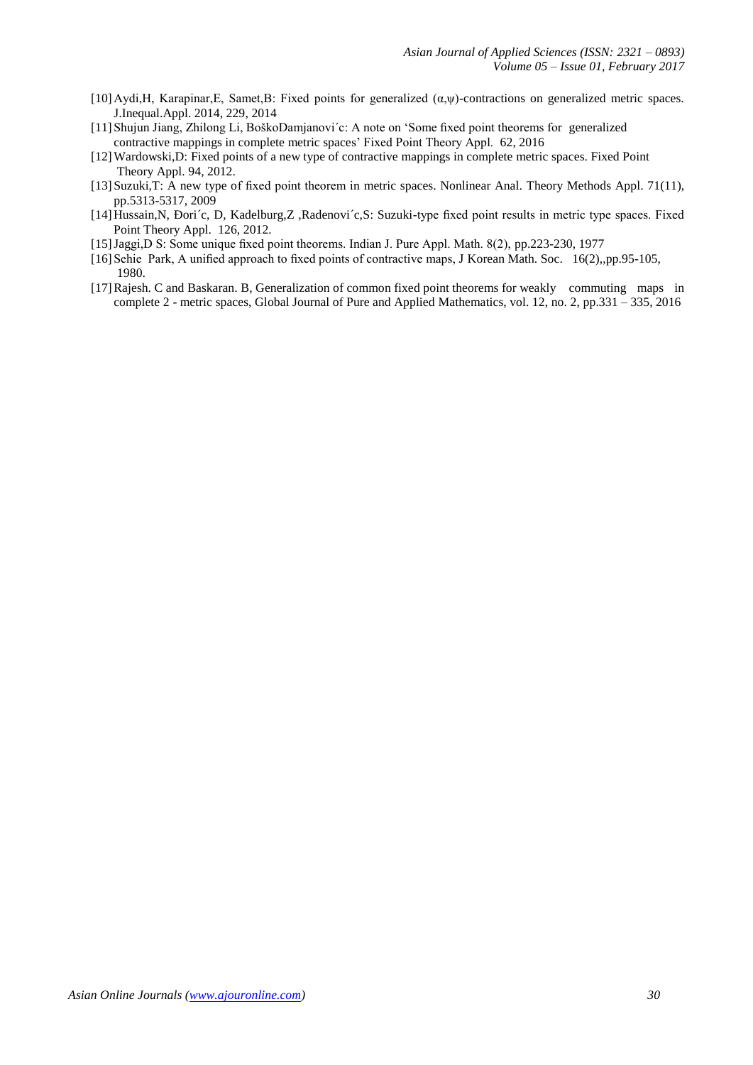[10] Aydi,H, Karapinar,E, Samet,B: Fixed points for generalized (α,ψ)-contractions on generalized metric spaces. J.Inequal.Appl. 2014, 229, 2014

[11] Shujun Jiang, Zhilong Li, BoškoDamjanovi´c: A note on 'Some fixed point theorems for generalized contractive mappings in complete metric spaces' Fixed Point Theory Appl. 62, 2016

[12] Wardowski,D: Fixed points of a new type of contractive mappings in complete metric spaces. Fixed Point Theory Appl. 94, 2012.

[13] Suzuki,T: A new type of fixed point theorem in metric spaces. Nonlinear Anal. Theory Methods Appl. 71(11), pp.5313-5317, 2009

[14] Hussain,N, Ðori´c, D, Kadelburg,Z ,Radenovi´c,S: Suzuki-type fixed point results in metric type spaces. Fixed Point Theory Appl. 126, 2012.

[15] Jaggi,D S: Some unique fixed point theorems. Indian J. Pure Appl. Math. 8(2), pp.223-230, 1977

[16] Sehie Park, A unified approach to fixed points of contractive maps, J Korean Math. Soc. 16(2),,pp.95-105, 1980.

[17] Rajesh. C and Baskaran. B, Generalization of common fixed point theorems for weakly commuting maps in complete 2 - metric spaces, Global Journal of Pure and Applied Mathematics, vol. 12, no. 2, pp.331 – 335, 2016